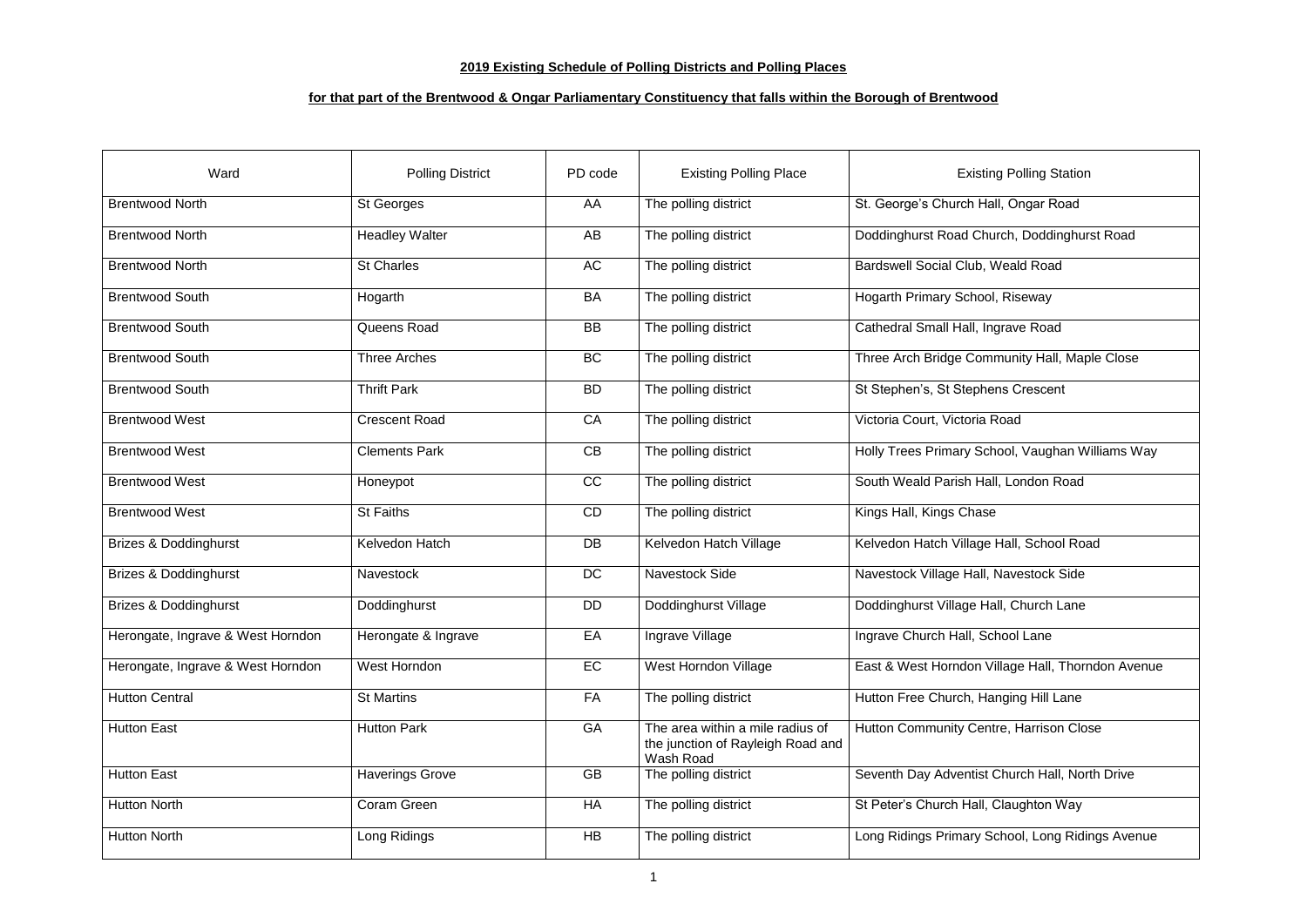**2019 Existing Schedule of Polling Districts and Polling Places**

**for that part of the Brentwood & Ongar Parliamentary Constituency that falls within the Borough of Brentwood**

| Ward | Polling District | PD code | Existing Polling Place | Existing Polling Station |
|---|---|---|---|---|
| Brentwood North | St Georges | AA | The polling district | St. George's Church Hall, Ongar Road |
| Brentwood North | Headley Walter | AB | The polling district | Doddinghurst Road Church, Doddinghurst Road |
| Brentwood North | St Charles | AC | The polling district | Bardswell Social Club, Weald Road |
| Brentwood South | Hogarth | BA | The polling district | Hogarth Primary School, Riseway |
| Brentwood South | Queens Road | BB | The polling district | Cathedral Small Hall, Ingrave Road |
| Brentwood South | Three Arches | BC | The polling district | Three Arch Bridge Community Hall, Maple Close |
| Brentwood South | Thrift Park | BD | The polling district | St Stephen's, St Stephens Crescent |
| Brentwood West | Crescent Road | CA | The polling district | Victoria Court, Victoria Road |
| Brentwood West | Clements Park | CB | The polling district | Holly Trees Primary School, Vaughan Williams Way |
| Brentwood West | Honeypot | CC | The polling district | South Weald Parish Hall, London Road |
| Brentwood West | St Faiths | CD | The polling district | Kings Hall, Kings Chase |
| Brizes & Doddinghurst | Kelvedon Hatch | DB | Kelvedon Hatch Village | Kelvedon Hatch Village Hall, School Road |
| Brizes & Doddinghurst | Navestock | DC | Navestock Side | Navestock Village Hall, Navestock Side |
| Brizes & Doddinghurst | Doddinghurst | DD | Doddinghurst Village | Doddinghurst Village Hall, Church Lane |
| Herongate, Ingrave & West Horndon | Herongate & Ingrave | EA | Ingrave Village | Ingrave Church Hall, School Lane |
| Herongate, Ingrave & West Horndon | West Horndon | EC | West Horndon Village | East & West Horndon Village Hall, Thorndon Avenue |
| Hutton Central | St Martins | FA | The polling district | Hutton Free Church, Hanging Hill Lane |
| Hutton East | Hutton Park | GA | The area within a mile radius of the junction of Rayleigh Road and Wash Road | Hutton Community Centre, Harrison Close |
| Hutton East | Haverings Grove | GB | The polling district | Seventh Day Adventist Church Hall, North Drive |
| Hutton North | Coram Green | HA | The polling district | St Peter's Church Hall, Claughton Way |
| Hutton North | Long Ridings | HB | The polling district | Long Ridings Primary School, Long Ridings Avenue |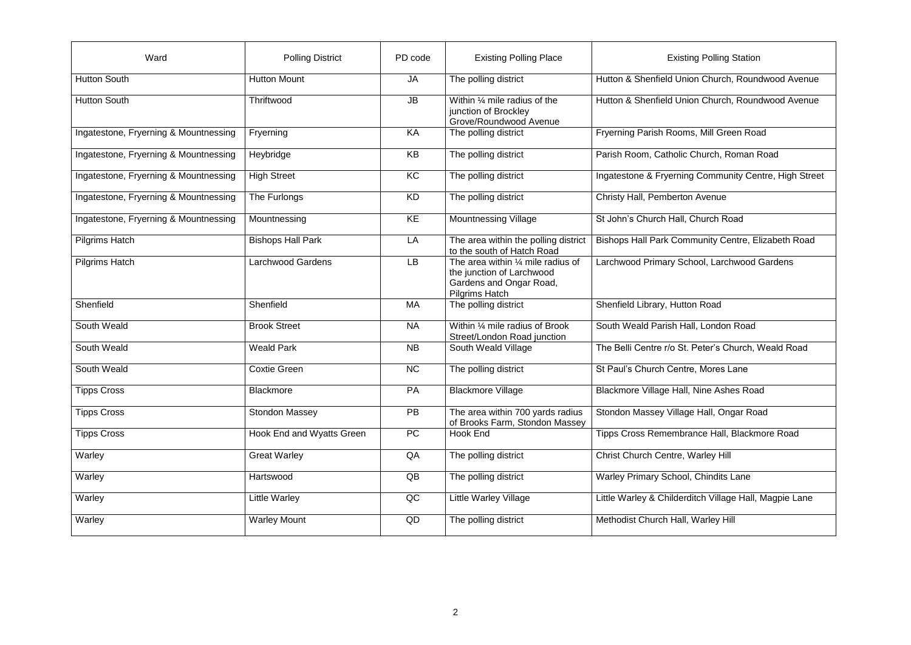| Ward | Polling District | PD code | Existing Polling Place | Existing Polling Station |
|---|---|---|---|---|
| Hutton South | Hutton Mount | JA | The polling district | Hutton & Shenfield Union Church, Roundwood Avenue |
| Hutton South | Thriftwood | JB | Within ¼ mile radius of the junction of Brockley Grove/Roundwood Avenue | Hutton & Shenfield Union Church, Roundwood Avenue |
| Ingatestone, Fryerning & Mountnessing | Fryerning | KA | The polling district | Fryerning Parish Rooms, Mill Green Road |
| Ingatestone, Fryerning & Mountnessing | Heybridge | KB | The polling district | Parish Room, Catholic Church, Roman Road |
| Ingatestone, Fryerning & Mountnessing | High Street | KC | The polling district | Ingatestone & Fryerning Community Centre, High Street |
| Ingatestone, Fryerning & Mountnessing | The Furlongs | KD | The polling district | Christy Hall, Pemberton Avenue |
| Ingatestone, Fryerning & Mountnessing | Mountnessing | KE | Mountnessing Village | St John's Church Hall, Church Road |
| Pilgrims Hatch | Bishops Hall Park | LA | The area within the polling district to the south of Hatch Road | Bishops Hall Park Community Centre, Elizabeth Road |
| Pilgrims Hatch | Larchwood Gardens | LB | The area within ¼ mile radius of the junction of Larchwood Gardens and Ongar Road, Pilgrims Hatch | Larchwood Primary School, Larchwood Gardens |
| Shenfield | Shenfield | MA | The polling district | Shenfield Library, Hutton Road |
| South Weald | Brook Street | NA | Within ¼ mile radius of Brook Street/London Road junction | South Weald Parish Hall, London Road |
| South Weald | Weald Park | NB | South Weald Village | The Belli Centre r/o St. Peter's Church, Weald Road |
| South Weald | Coxtie Green | NC | The polling district | St Paul's Church Centre, Mores Lane |
| Tipps Cross | Blackmore | PA | Blackmore Village | Blackmore Village Hall, Nine Ashes Road |
| Tipps Cross | Stondon Massey | PB | The area within 700 yards radius of Brooks Farm, Stondon Massey | Stondon Massey Village Hall, Ongar Road |
| Tipps Cross | Hook End and Wyatts Green | PC | Hook End | Tipps Cross Remembrance Hall, Blackmore Road |
| Warley | Great Warley | QA | The polling district | Christ Church Centre, Warley Hill |
| Warley | Hartswood | QB | The polling district | Warley Primary School, Chindits Lane |
| Warley | Little Warley | QC | Little Warley Village | Little Warley & Childerditch Village Hall, Magpie Lane |
| Warley | Warley Mount | QD | The polling district | Methodist Church Hall, Warley Hill |